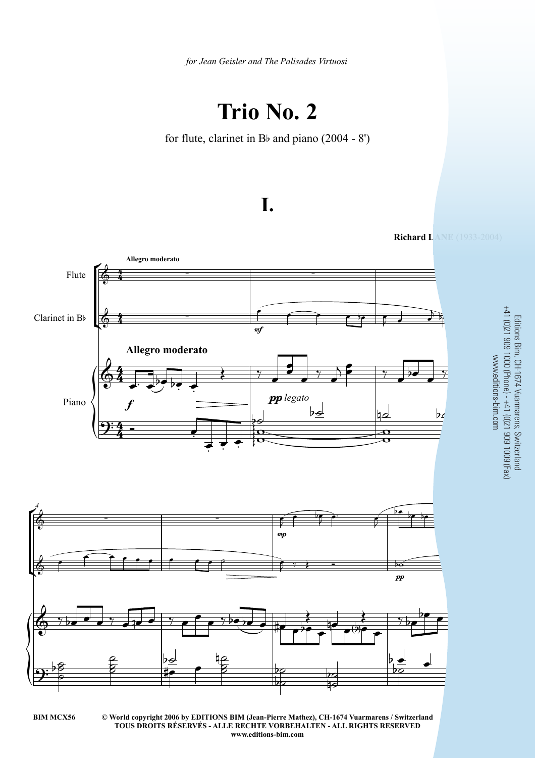*for Jean Geisler and The Palisades Virtuosi*

# Trio No. 2

for flute, clarinet in B♭ and piano (2004 - 8')

## I.

**Richard LANE** (1933-2004)

**Allegro moderato**

Editions Bim, CH-1674 Vuarmarens, Switzerland
+41 (0)21 909 1000 (Phone) - +41 (0)21 909 1009 (Fax)
www.editions-bim.com

**BIM MCX56** **© World copyright 2006 by EDITIONS BIM (Jean-Pierre Mathez), CH-1674 Vuarmarens / Switzerland**
**TOUS DROITS RÉSERVÉS - ALLE RECHTE VORBEHALTEN - ALL RIGHTS RESERVED**
**www.editions-bim.com**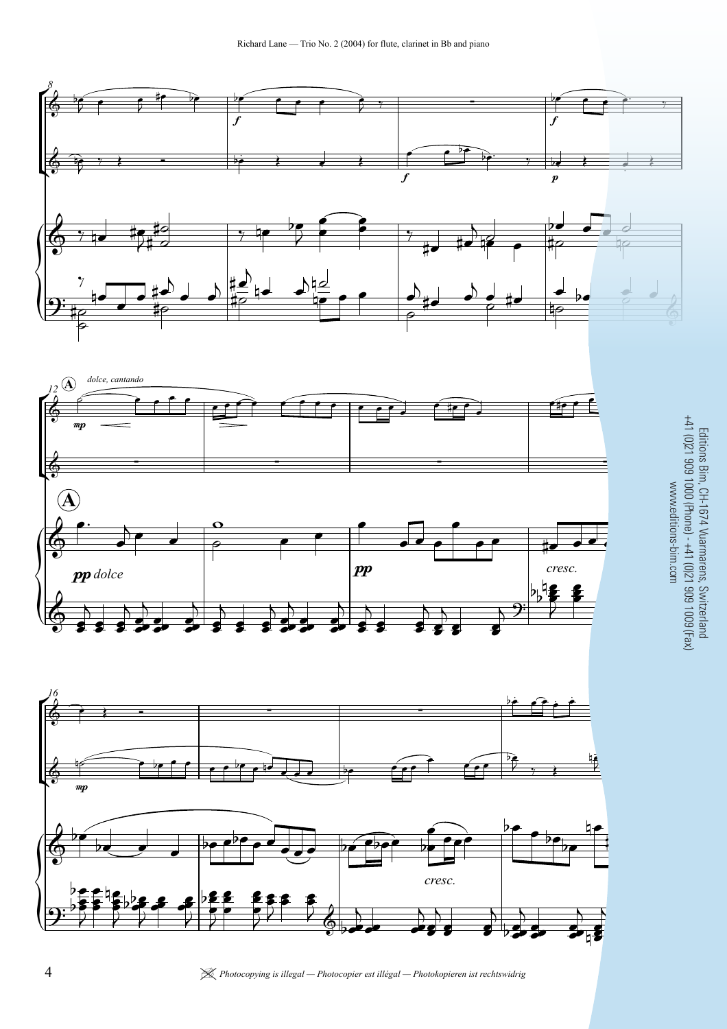**A**

*dolce, cantando*

*pp dolce*

*cresc.*

*cresc.*

Editions Bim, CH-1674 Vuarmarens, Switzerland
+41 (0)21 909 1000 (Phone) - +41 (0)21 909 1009 (Fax)
www.editions-bim.com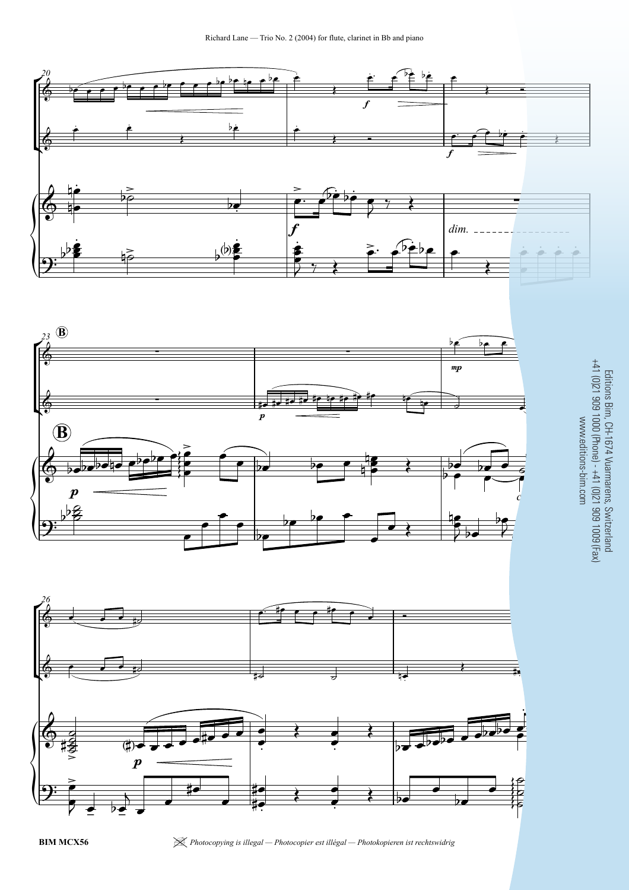Editions Bim, CH-1674 Vuarmarens, Switzerland
+41 (0)21 909 1000 (Phone) - +41 (0)21 909 1009 (Fax)
www.editions-bim.com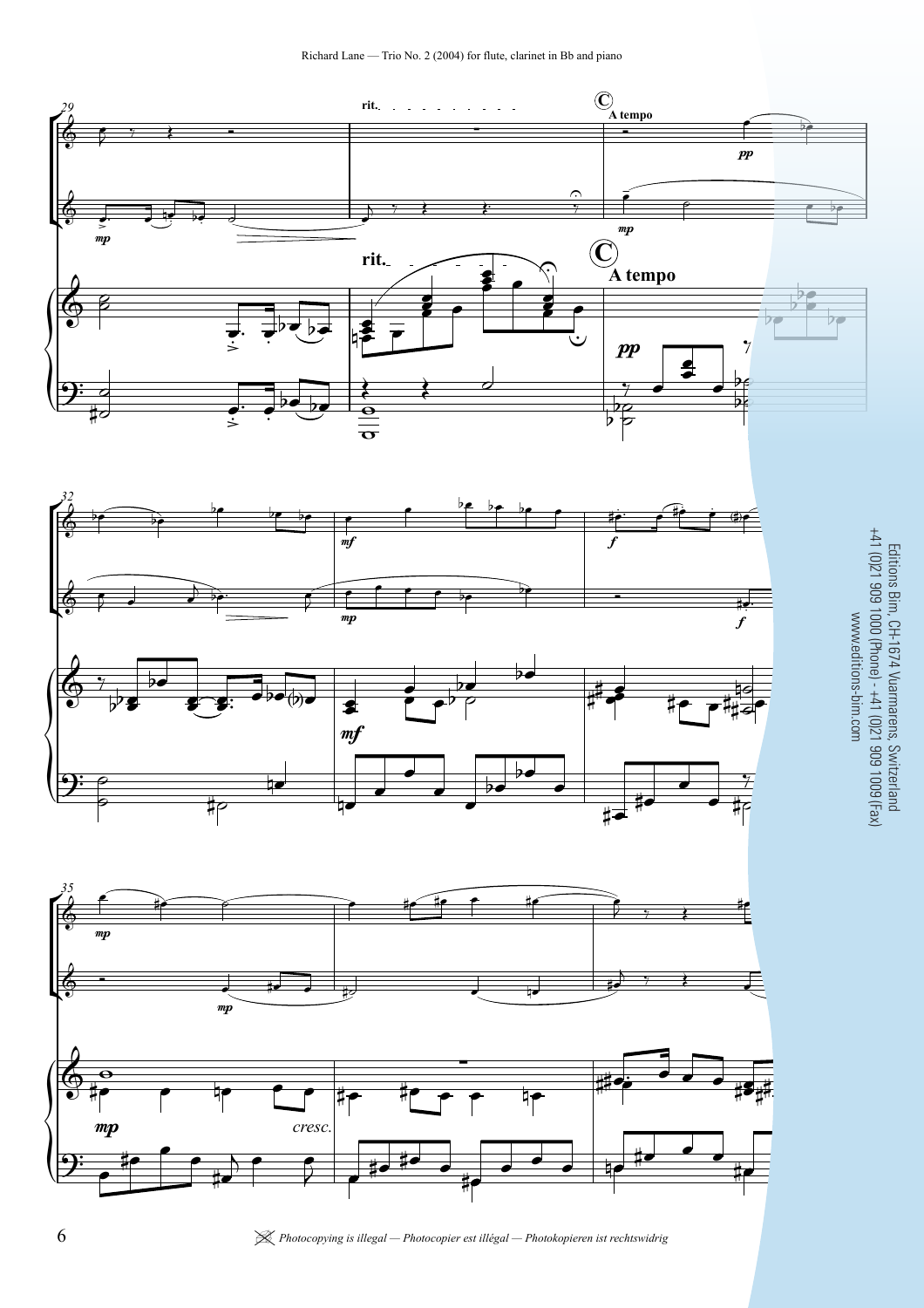29

rit.

C

A tempo

*mp*

*pp*

*mp*

32

*mf*

*mp*

*f*

*mf*

35

*mp*

*mp*

*mp*

*cresc.*

Editions Bim, CH-1674 Vuarmarens, Switzerland
+41 (0)21 909 1000 (Phone) - +41 (0)21 909 1009 (Fax)
www.editions-bim.com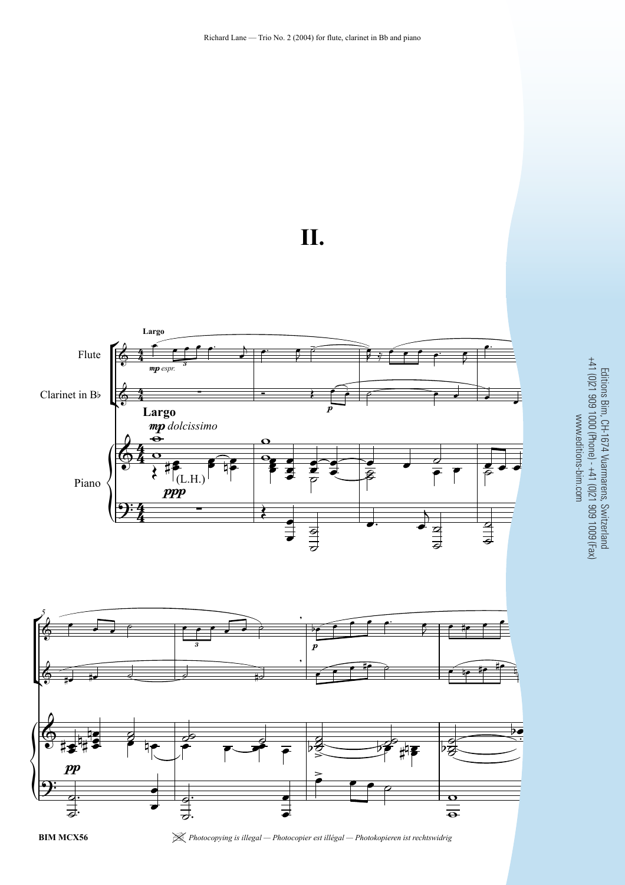# II.

Largo

Flute

Clarinet in B♭

Piano

*mp espr.*

*mp dolcissimo*

(L.H.)

*ppp*

*p*

*pp*

Editions Bim, CH-1674 Vuarmarens, Switzerland
+41 (0)21 909 1000 (Phone) - +41 (0)21 909 1009 (Fax)
www.editions-bim.com

BIM MCX56

*Photocopying is illegal — Photocopier est illégal — Photokopieren ist rechtswidrig*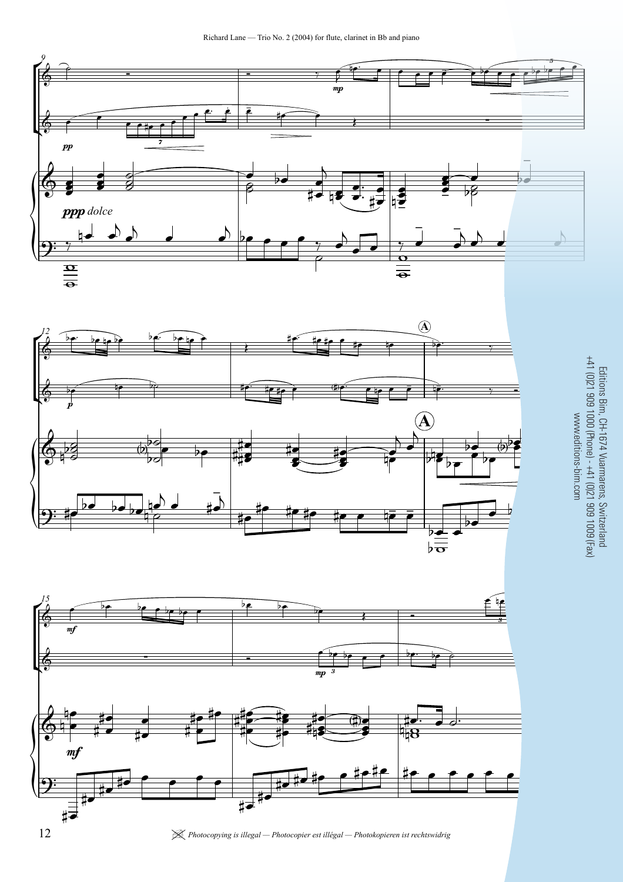Editions Bim, CH-1674 Vuarmarens, Switzerland
+41 (0)21 909 1000 (Phone) - +41 (0)21 909 1009 (Fax)
www.editions-bim.com

*Photocopying is illegal — Photocopier est illégal — Photokopieren ist rechtswidrig*